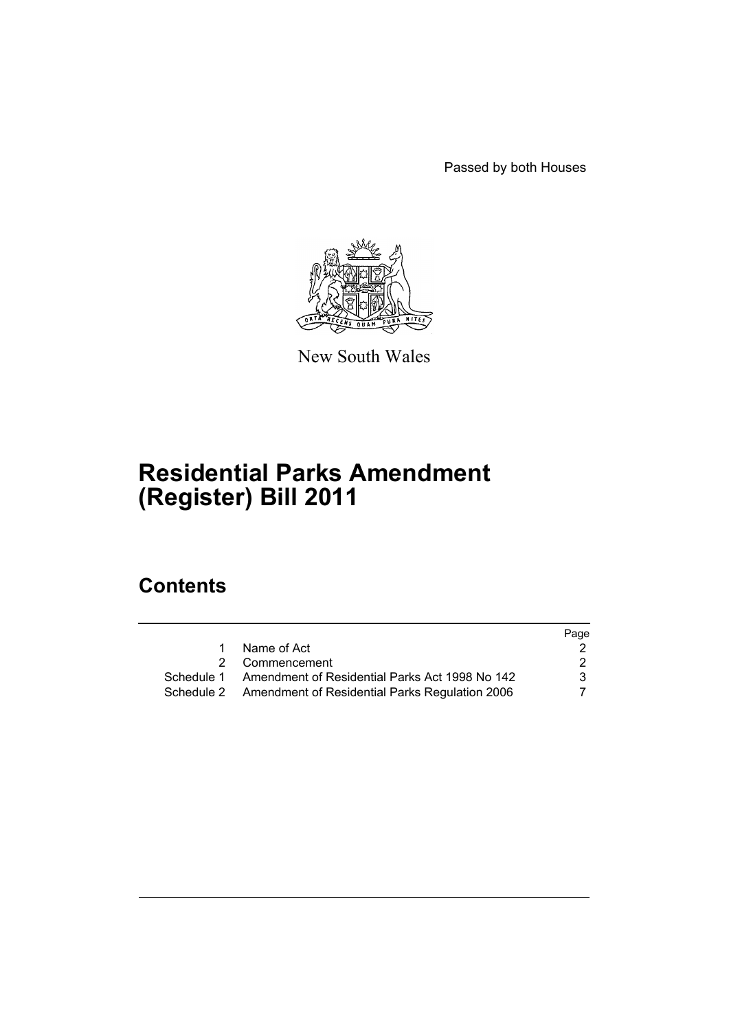Passed by both Houses

New South Wales

# Residential Parks Amendment (Register) Bill 2011

## Contents

| | | Page |
|---|---|---|
| 1 | Name of Act | 2 |
| 2 | Commencement | 2 |
| Schedule 1 | Amendment of Residential Parks Act 1998 No 142 | 3 |
| Schedule 2 | Amendment of Residential Parks Regulation 2006 | 7 |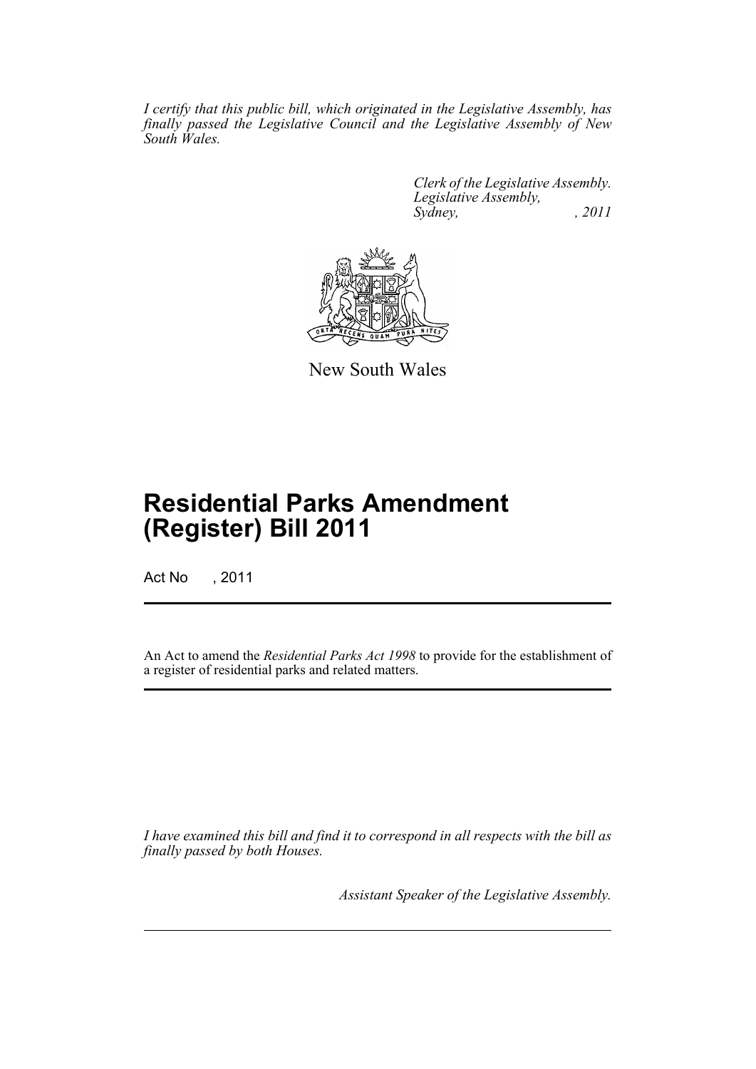*I certify that this public bill, which originated in the Legislative Assembly, has finally passed the Legislative Council and the Legislative Assembly of New South Wales.*

*Clerk of the Legislative Assembly.*
*Legislative Assembly,*
*Sydney, , 2011*

New South Wales

# Residential Parks Amendment (Register) Bill 2011

Act No , 2011

An Act to amend the *Residential Parks Act 1998* to provide for the establishment of a register of residential parks and related matters.

*I have examined this bill and find it to correspond in all respects with the bill as finally passed by both Houses.*

*Assistant Speaker of the Legislative Assembly.*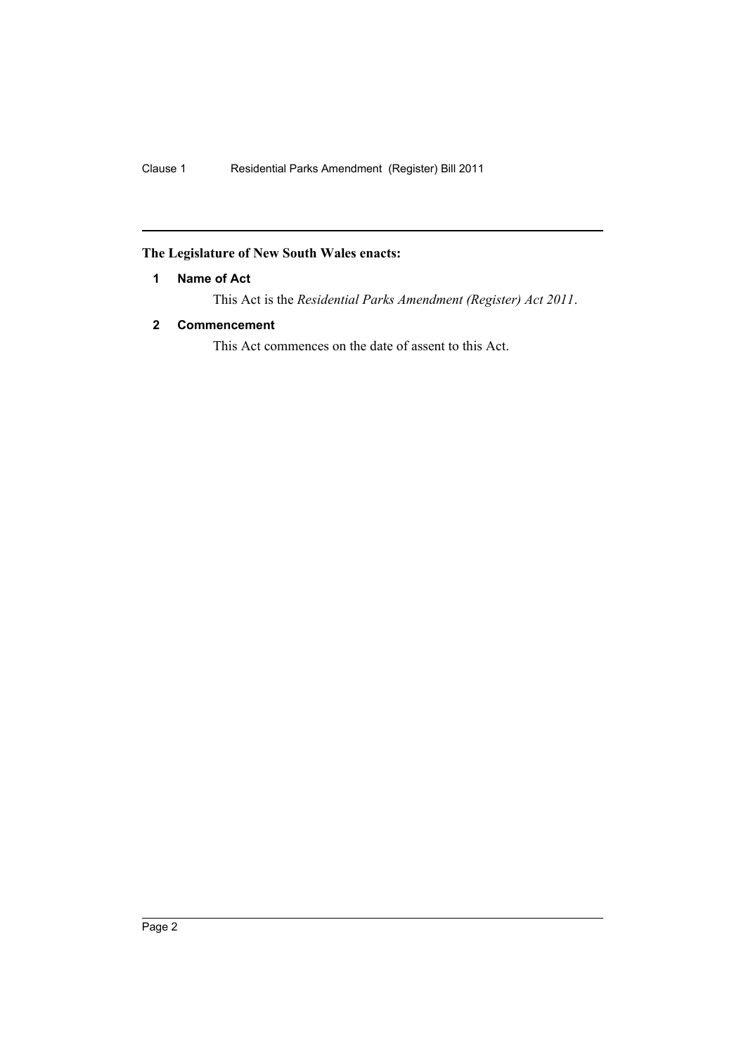**The Legislature of New South Wales enacts:**

### 1 Name of Act

This Act is the *Residential Parks Amendment (Register) Act 2011*.

### 2 Commencement

This Act commences on the date of assent to this Act.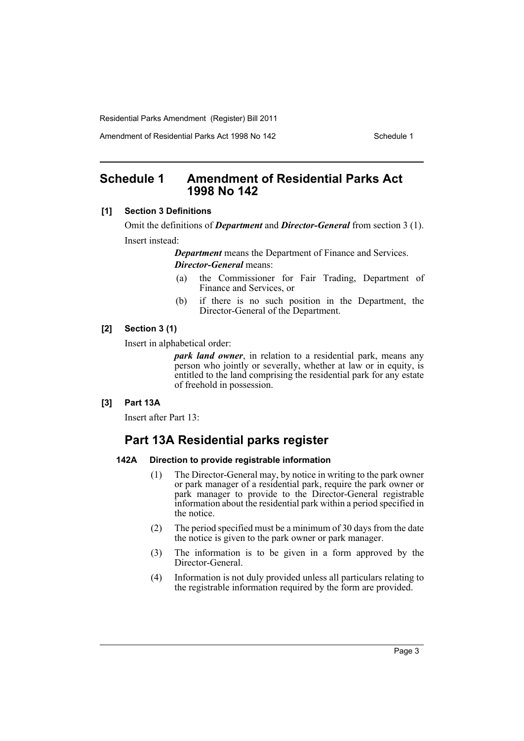# Schedule 1 Amendment of Residential Parks Act 1998 No 142

**[1] Section 3 Definitions**

Omit the definitions of ***Department*** and ***Director-General*** from section 3 (1).

Insert instead:

> ***Department*** means the Department of Finance and Services.
>
> ***Director-General*** means:
>
> (a) the Commissioner for Fair Trading, Department of Finance and Services, or
>
> (b) if there is no such position in the Department, the Director-General of the Department.

**[2] Section 3 (1)**

Insert in alphabetical order:

> ***park land owner***, in relation to a residential park, means any person who jointly or severally, whether at law or in equity, is entitled to the land comprising the residential park for any estate of freehold in possession.

**[3] Part 13A**

Insert after Part 13:

## Part 13A Residential parks register

**142A Direction to provide registrable information**

(1) The Director-General may, by notice in writing to the park owner or park manager of a residential park, require the park owner or park manager to provide to the Director-General registrable information about the residential park within a period specified in the notice.

(2) The period specified must be a minimum of 30 days from the date the notice is given to the park owner or park manager.

(3) The information is to be given in a form approved by the Director-General.

(4) Information is not duly provided unless all particulars relating to the registrable information required by the form are provided.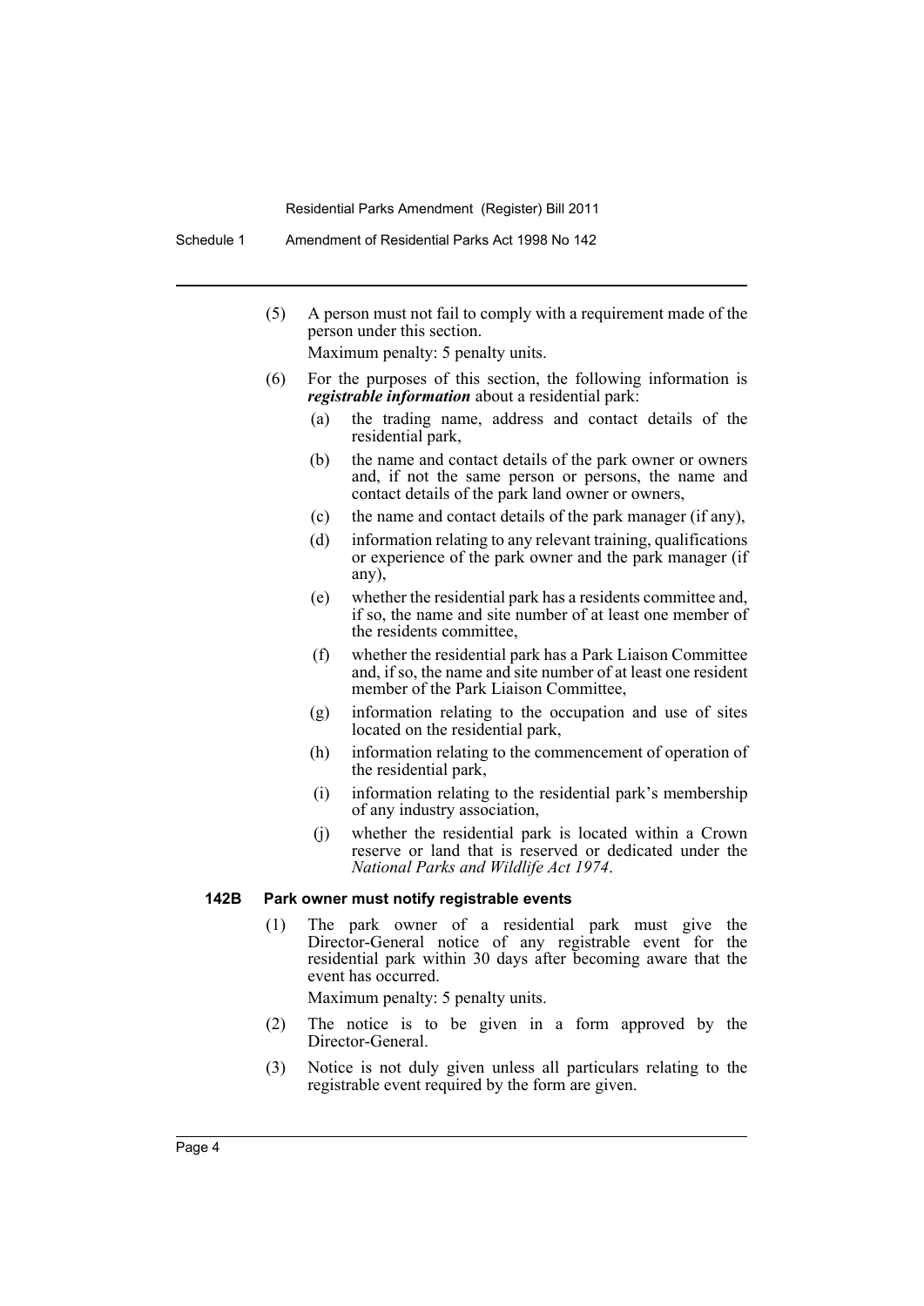(5) A person must not fail to comply with a requirement made of the person under this section.

Maximum penalty: 5 penalty units.

(6) For the purposes of this section, the following information is ***registrable information*** about a residential park:

(a) the trading name, address and contact details of the residential park,

(b) the name and contact details of the park owner or owners and, if not the same person or persons, the name and contact details of the park land owner or owners,

(c) the name and contact details of the park manager (if any),

(d) information relating to any relevant training, qualifications or experience of the park owner and the park manager (if any),

(e) whether the residential park has a residents committee and, if so, the name and site number of at least one member of the residents committee,

(f) whether the residential park has a Park Liaison Committee and, if so, the name and site number of at least one resident member of the Park Liaison Committee,

(g) information relating to the occupation and use of sites located on the residential park,

(h) information relating to the commencement of operation of the residential park,

(i) information relating to the residential park's membership of any industry association,

(j) whether the residential park is located within a Crown reserve or land that is reserved or dedicated under the *National Parks and Wildlife Act 1974*.

**142B Park owner must notify registrable events**

(1) The park owner of a residential park must give the Director-General notice of any registrable event for the residential park within 30 days after becoming aware that the event has occurred.

Maximum penalty: 5 penalty units.

(2) The notice is to be given in a form approved by the Director-General.

(3) Notice is not duly given unless all particulars relating to the registrable event required by the form are given.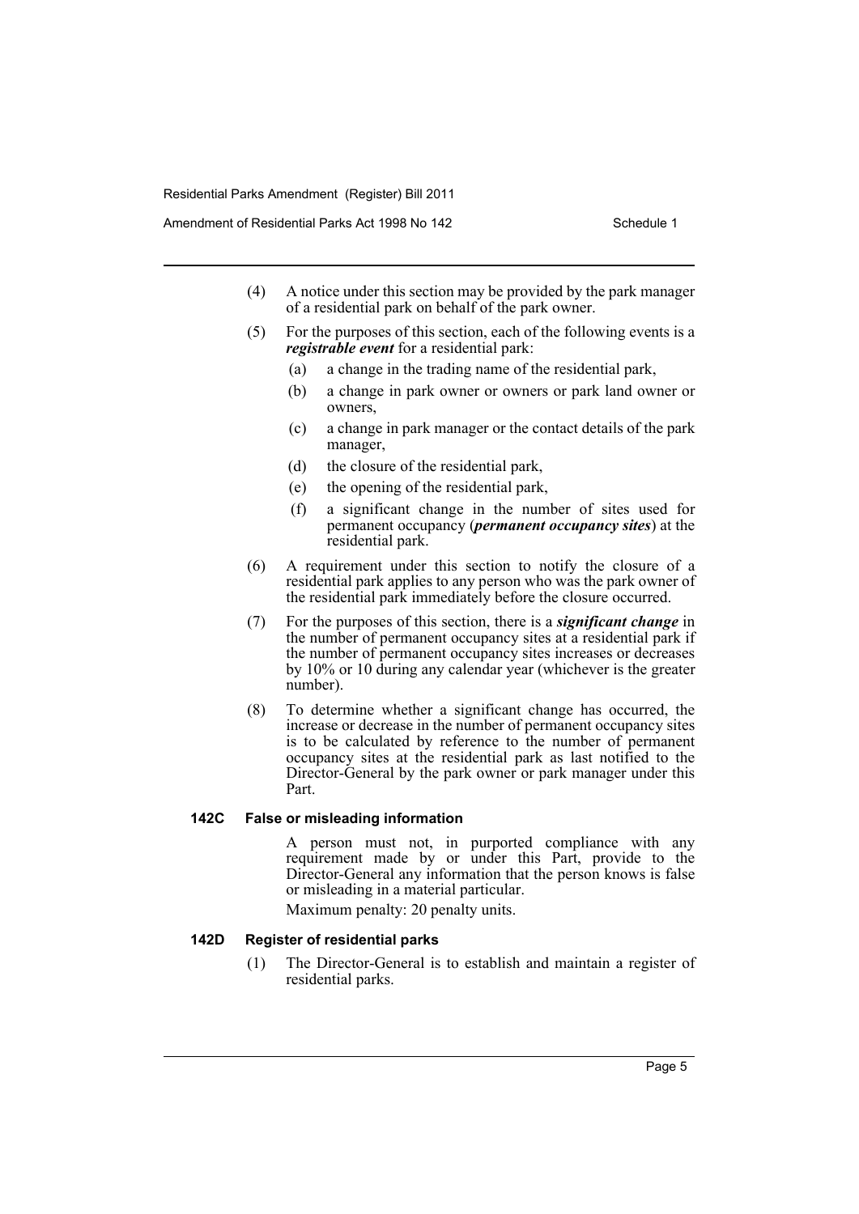(4) A notice under this section may be provided by the park manager of a residential park on behalf of the park owner.

(5) For the purposes of this section, each of the following events is a ***registrable event*** for a residential park:

- (a) a change in the trading name of the residential park,
- (b) a change in park owner or owners or park land owner or owners,
- (c) a change in park manager or the contact details of the park manager,
- (d) the closure of the residential park,
- (e) the opening of the residential park,
- (f) a significant change in the number of sites used for permanent occupancy (***permanent occupancy sites***) at the residential park.

(6) A requirement under this section to notify the closure of a residential park applies to any person who was the park owner of the residential park immediately before the closure occurred.

(7) For the purposes of this section, there is a ***significant change*** in the number of permanent occupancy sites at a residential park if the number of permanent occupancy sites increases or decreases by 10% or 10 during any calendar year (whichever is the greater number).

(8) To determine whether a significant change has occurred, the increase or decrease in the number of permanent occupancy sites is to be calculated by reference to the number of permanent occupancy sites at the residential park as last notified to the Director-General by the park owner or park manager under this Part.

### 142C False or misleading information

A person must not, in purported compliance with any requirement made by or under this Part, provide to the Director-General any information that the person knows is false or misleading in a material particular.

Maximum penalty: 20 penalty units.

### 142D Register of residential parks

(1) The Director-General is to establish and maintain a register of residential parks.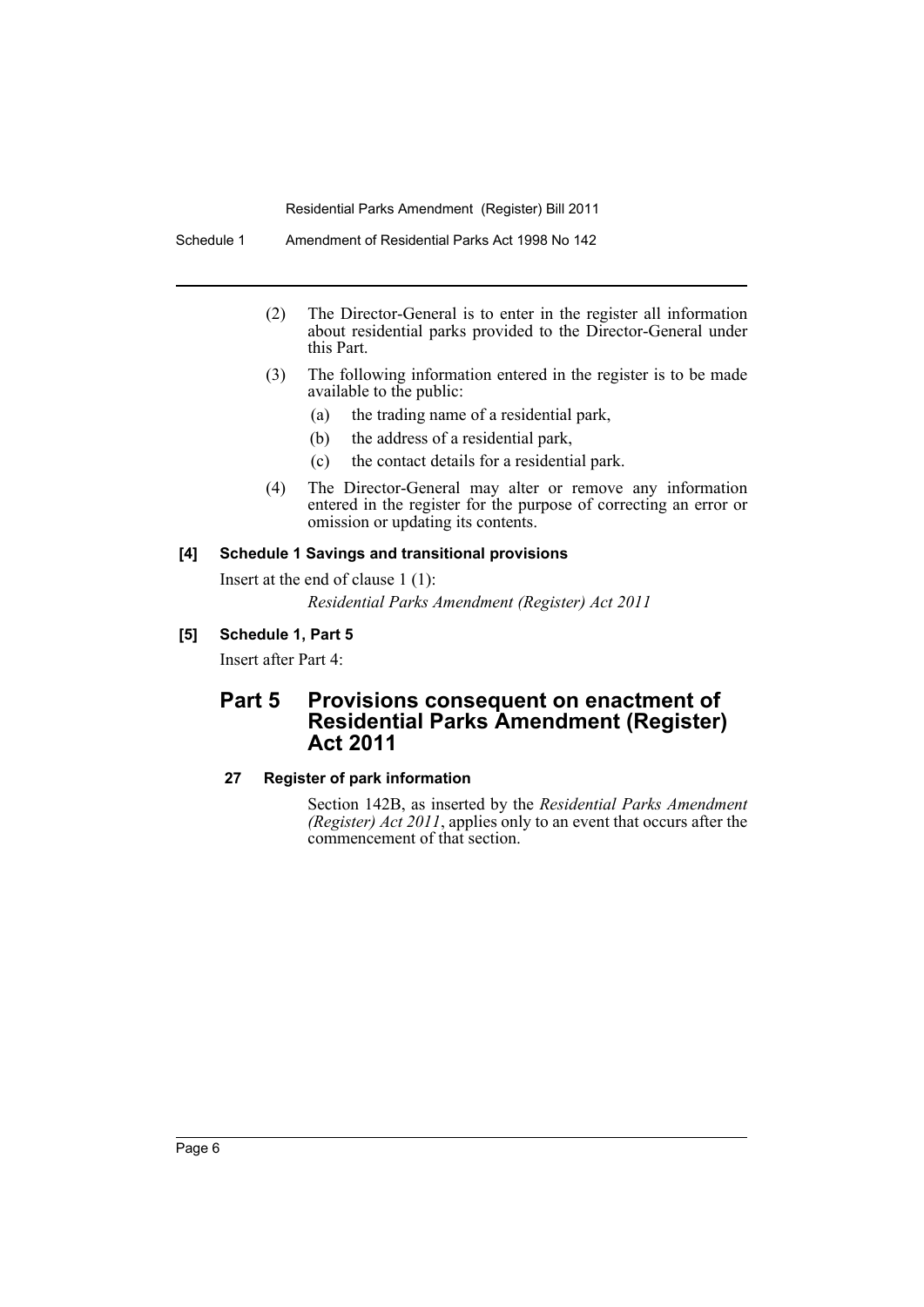(2) The Director-General is to enter in the register all information about residential parks provided to the Director-General under this Part.

(3) The following information entered in the register is to be made available to the public:

(a) the trading name of a residential park,

(b) the address of a residential park,

(c) the contact details for a residential park.

(4) The Director-General may alter or remove any information entered in the register for the purpose of correcting an error or omission or updating its contents.

### [4] Schedule 1 Savings and transitional provisions

Insert at the end of clause 1 (1):

*Residential Parks Amendment (Register) Act 2011*

### [5] Schedule 1, Part 5

Insert after Part 4:

## Part 5 Provisions consequent on enactment of Residential Parks Amendment (Register) Act 2011

### 27 Register of park information

Section 142B, as inserted by the *Residential Parks Amendment (Register) Act 2011*, applies only to an event that occurs after the commencement of that section.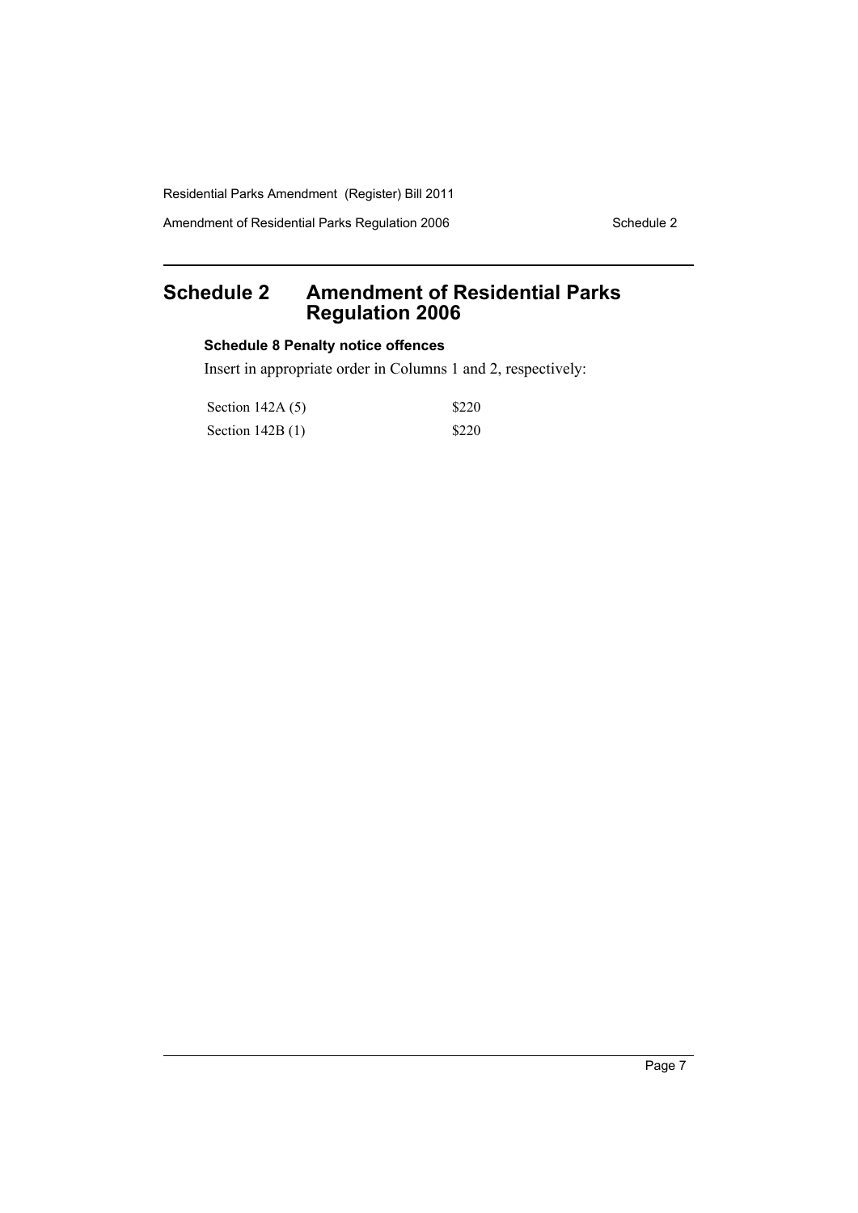# Schedule 2 Amendment of Residential Parks Regulation 2006

### Schedule 8 Penalty notice offences

Insert in appropriate order in Columns 1 and 2, respectively:

| | |
|---|---|
| Section 142A (5) | $220 |
| Section 142B (1) | $220 |